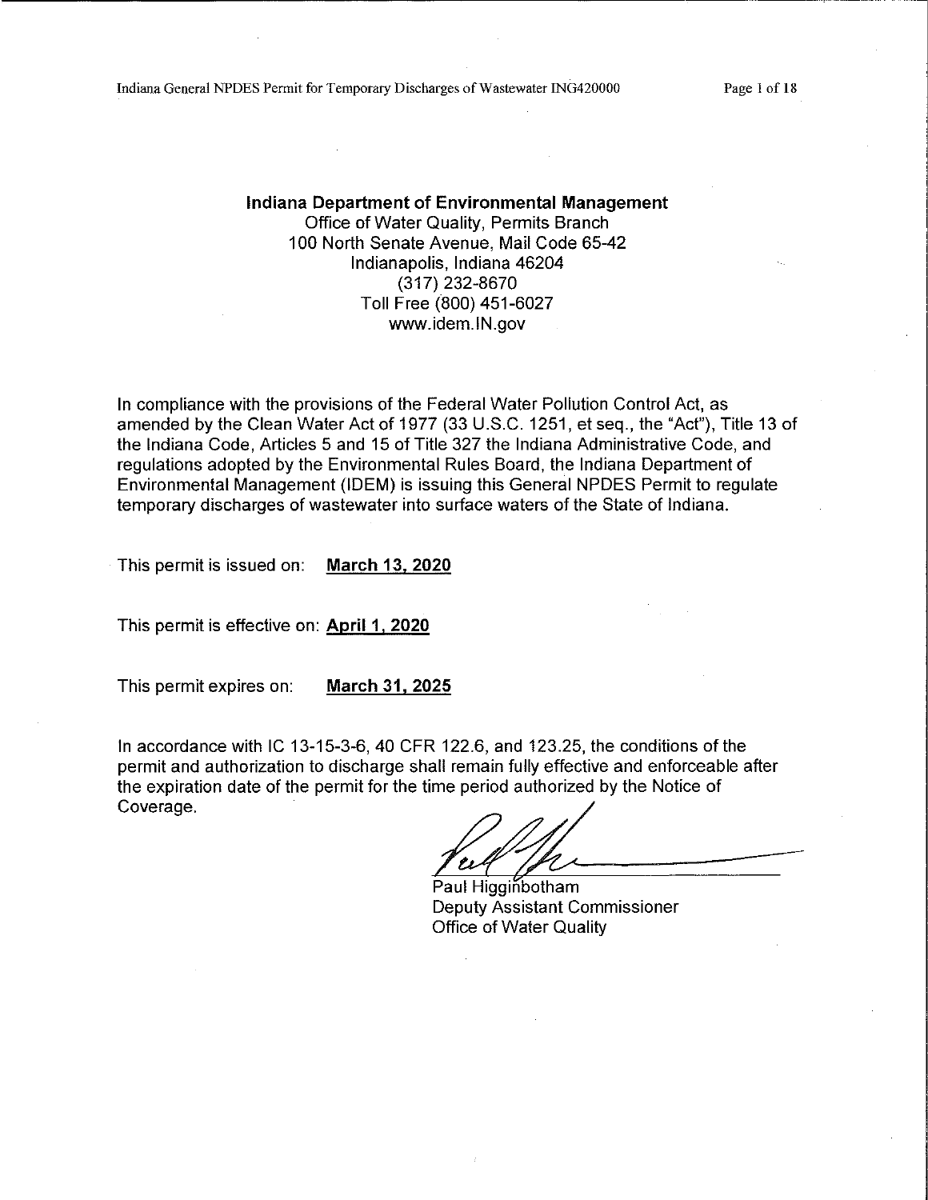**Indiana Department of Environmental Management**
Office of Water Quality, Permits Branch
100 North Senate Avenue, Mail Code 65-42
Indianapolis, Indiana 46204
(317) 232-8670
Toll Free (800) 451-6027
www.idem.IN.gov

In compliance with the provisions of the Federal Water Pollution Control Act, as amended by the Clean Water Act of 1977 (33 U.S.C. 1251, et seq., the "Act"), Title 13 of the Indiana Code, Articles 5 and 15 of Title 327 the Indiana Administrative Code, and regulations adopted by the Environmental Rules Board, the Indiana Department of Environmental Management (IDEM) is issuing this General NPDES Permit to regulate temporary discharges of wastewater into surface waters of the State of Indiana.

This permit is issued on: **March 13, 2020**

This permit is effective on: **April 1, 2020**

This permit expires on: **March 31, 2025**

In accordance with IC 13-15-3-6, 40 CFR 122.6, and 123.25, the conditions of the permit and authorization to discharge shall remain fully effective and enforceable after the expiration date of the permit for the time period authorized by the Notice of Coverage.

Paul Higginbotham
Deputy Assistant Commissioner
Office of Water Quality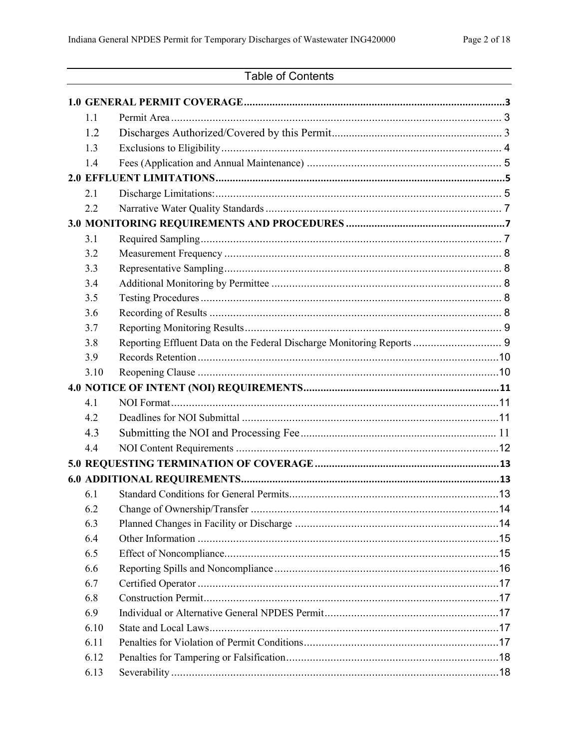## Table of Contents

**1.0 GENERAL PERMIT COVERAGE** .... 3

- 1.1 Permit Area .... 3
- 1.2 Discharges Authorized/Covered by this Permit .... 3
- 1.3 Exclusions to Eligibility .... 4
- 1.4 Fees (Application and Annual Maintenance) .... 5

**2.0 EFFLUENT LIMITATIONS** .... 5

- 2.1 Discharge Limitations: .... 5
- 2.2 Narrative Water Quality Standards .... 7

**3.0 MONITORING REQUIREMENTS AND PROCEDURES** .... 7

- 3.1 Required Sampling .... 7
- 3.2 Measurement Frequency .... 8
- 3.3 Representative Sampling .... 8
- 3.4 Additional Monitoring by Permittee .... 8
- 3.5 Testing Procedures .... 8
- 3.6 Recording of Results .... 8
- 3.7 Reporting Monitoring Results .... 9
- 3.8 Reporting Effluent Data on the Federal Discharge Monitoring Reports .... 9
- 3.9 Records Retention .... 10
- 3.10 Reopening Clause .... 10

**4.0 NOTICE OF INTENT (NOI) REQUIREMENTS** .... 11

- 4.1 NOI Format .... 11
- 4.2 Deadlines for NOI Submittal .... 11
- 4.3 Submitting the NOI and Processing Fee .... 11
- 4.4 NOI Content Requirements .... 12

**5.0 REQUESTING TERMINATION OF COVERAGE** .... 13

**6.0 ADDITIONAL REQUIREMENTS** .... 13

- 6.1 Standard Conditions for General Permits .... 13
- 6.2 Change of Ownership/Transfer .... 14
- 6.3 Planned Changes in Facility or Discharge .... 14
- 6.4 Other Information .... 15
- 6.5 Effect of Noncompliance .... 15
- 6.6 Reporting Spills and Noncompliance .... 16
- 6.7 Certified Operator .... 17
- 6.8 Construction Permit .... 17
- 6.9 Individual or Alternative General NPDES Permit .... 17
- 6.10 State and Local Laws .... 17
- 6.11 Penalties for Violation of Permit Conditions .... 17
- 6.12 Penalties for Tampering or Falsification .... 18
- 6.13 Severability .... 18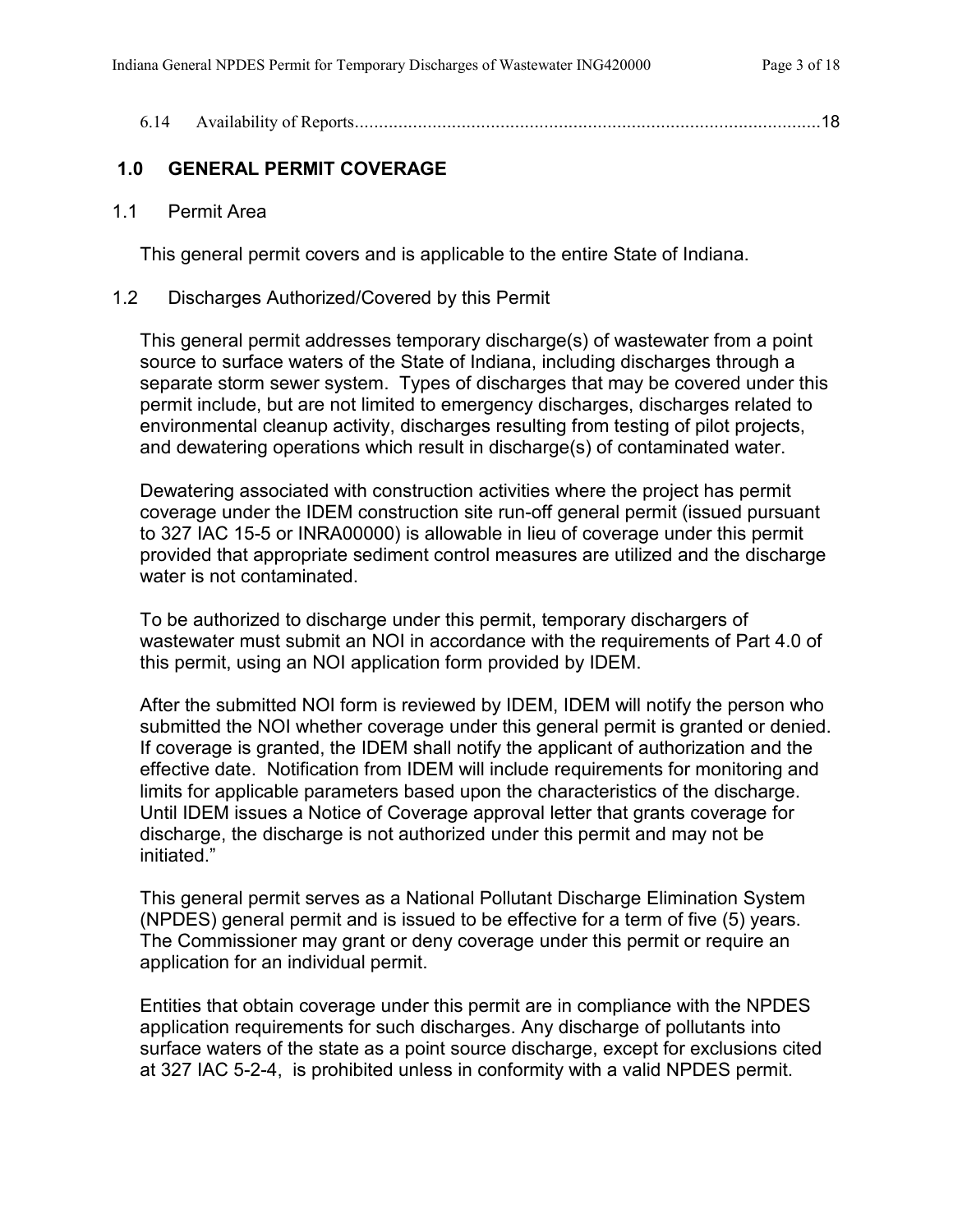6.14 Availability of Reports................................................................................................18

## 1.0 GENERAL PERMIT COVERAGE

### 1.1 Permit Area

This general permit covers and is applicable to the entire State of Indiana.

### 1.2 Discharges Authorized/Covered by this Permit

This general permit addresses temporary discharge(s) of wastewater from a point source to surface waters of the State of Indiana, including discharges through a separate storm sewer system. Types of discharges that may be covered under this permit include, but are not limited to emergency discharges, discharges related to environmental cleanup activity, discharges resulting from testing of pilot projects, and dewatering operations which result in discharge(s) of contaminated water.

Dewatering associated with construction activities where the project has permit coverage under the IDEM construction site run-off general permit (issued pursuant to 327 IAC 15-5 or INRA00000) is allowable in lieu of coverage under this permit provided that appropriate sediment control measures are utilized and the discharge water is not contaminated.

To be authorized to discharge under this permit, temporary dischargers of wastewater must submit an NOI in accordance with the requirements of Part 4.0 of this permit, using an NOI application form provided by IDEM.

After the submitted NOI form is reviewed by IDEM, IDEM will notify the person who submitted the NOI whether coverage under this general permit is granted or denied. If coverage is granted, the IDEM shall notify the applicant of authorization and the effective date. Notification from IDEM will include requirements for monitoring and limits for applicable parameters based upon the characteristics of the discharge. Until IDEM issues a Notice of Coverage approval letter that grants coverage for discharge, the discharge is not authorized under this permit and may not be initiated."

This general permit serves as a National Pollutant Discharge Elimination System (NPDES) general permit and is issued to be effective for a term of five (5) years. The Commissioner may grant or deny coverage under this permit or require an application for an individual permit.

Entities that obtain coverage under this permit are in compliance with the NPDES application requirements for such discharges. Any discharge of pollutants into surface waters of the state as a point source discharge, except for exclusions cited at 327 IAC 5-2-4, is prohibited unless in conformity with a valid NPDES permit.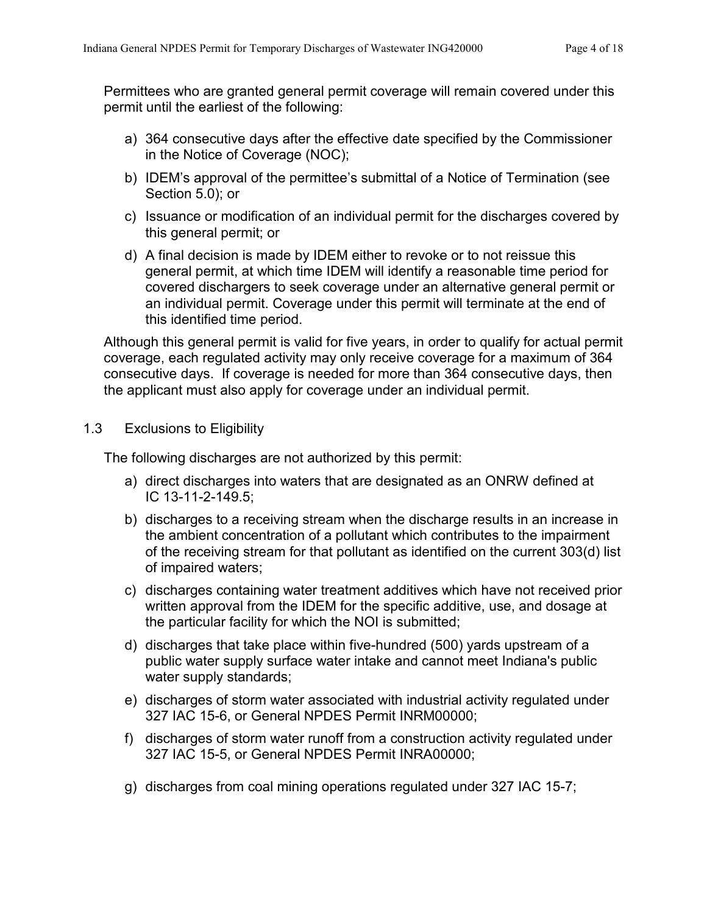Permittees who are granted general permit coverage will remain covered under this permit until the earliest of the following:

a) 364 consecutive days after the effective date specified by the Commissioner in the Notice of Coverage (NOC);

b) IDEM's approval of the permittee's submittal of a Notice of Termination (see Section 5.0); or

c) Issuance or modification of an individual permit for the discharges covered by this general permit; or

d) A final decision is made by IDEM either to revoke or to not reissue this general permit, at which time IDEM will identify a reasonable time period for covered dischargers to seek coverage under an alternative general permit or an individual permit. Coverage under this permit will terminate at the end of this identified time period.

Although this general permit is valid for five years, in order to qualify for actual permit coverage, each regulated activity may only receive coverage for a maximum of 364 consecutive days. If coverage is needed for more than 364 consecutive days, then the applicant must also apply for coverage under an individual permit.

## 1.3 Exclusions to Eligibility

The following discharges are not authorized by this permit:

a) direct discharges into waters that are designated as an ONRW defined at IC 13-11-2-149.5;

b) discharges to a receiving stream when the discharge results in an increase in the ambient concentration of a pollutant which contributes to the impairment of the receiving stream for that pollutant as identified on the current 303(d) list of impaired waters;

c) discharges containing water treatment additives which have not received prior written approval from the IDEM for the specific additive, use, and dosage at the particular facility for which the NOI is submitted;

d) discharges that take place within five-hundred (500) yards upstream of a public water supply surface water intake and cannot meet Indiana's public water supply standards;

e) discharges of storm water associated with industrial activity regulated under 327 IAC 15-6, or General NPDES Permit INRM00000;

f) discharges of storm water runoff from a construction activity regulated under 327 IAC 15-5, or General NPDES Permit INRA00000;

g) discharges from coal mining operations regulated under 327 IAC 15-7;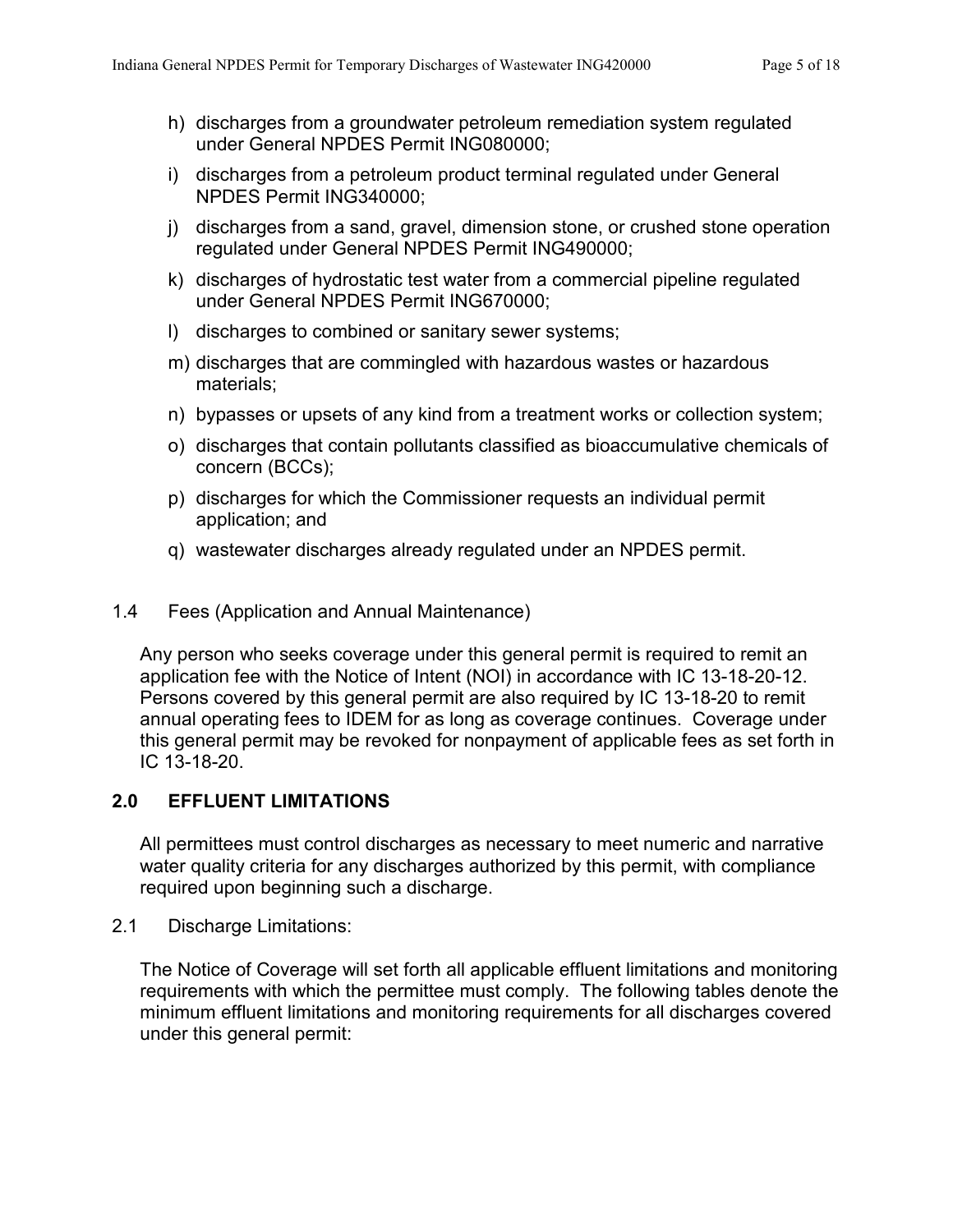h) discharges from a groundwater petroleum remediation system regulated under General NPDES Permit ING080000;

i) discharges from a petroleum product terminal regulated under General NPDES Permit ING340000;

j) discharges from a sand, gravel, dimension stone, or crushed stone operation regulated under General NPDES Permit ING490000;

k) discharges of hydrostatic test water from a commercial pipeline regulated under General NPDES Permit ING670000;

l) discharges to combined or sanitary sewer systems;

m) discharges that are commingled with hazardous wastes or hazardous materials;

n) bypasses or upsets of any kind from a treatment works or collection system;

o) discharges that contain pollutants classified as bioaccumulative chemicals of concern (BCCs);

p) discharges for which the Commissioner requests an individual permit application; and

q) wastewater discharges already regulated under an NPDES permit.

1.4 Fees (Application and Annual Maintenance)

Any person who seeks coverage under this general permit is required to remit an application fee with the Notice of Intent (NOI) in accordance with IC 13-18-20-12. Persons covered by this general permit are also required by IC 13-18-20 to remit annual operating fees to IDEM for as long as coverage continues. Coverage under this general permit may be revoked for nonpayment of applicable fees as set forth in IC 13-18-20.

## 2.0 EFFLUENT LIMITATIONS

All permittees must control discharges as necessary to meet numeric and narrative water quality criteria for any discharges authorized by this permit, with compliance required upon beginning such a discharge.

2.1 Discharge Limitations:

The Notice of Coverage will set forth all applicable effluent limitations and monitoring requirements with which the permittee must comply. The following tables denote the minimum effluent limitations and monitoring requirements for all discharges covered under this general permit: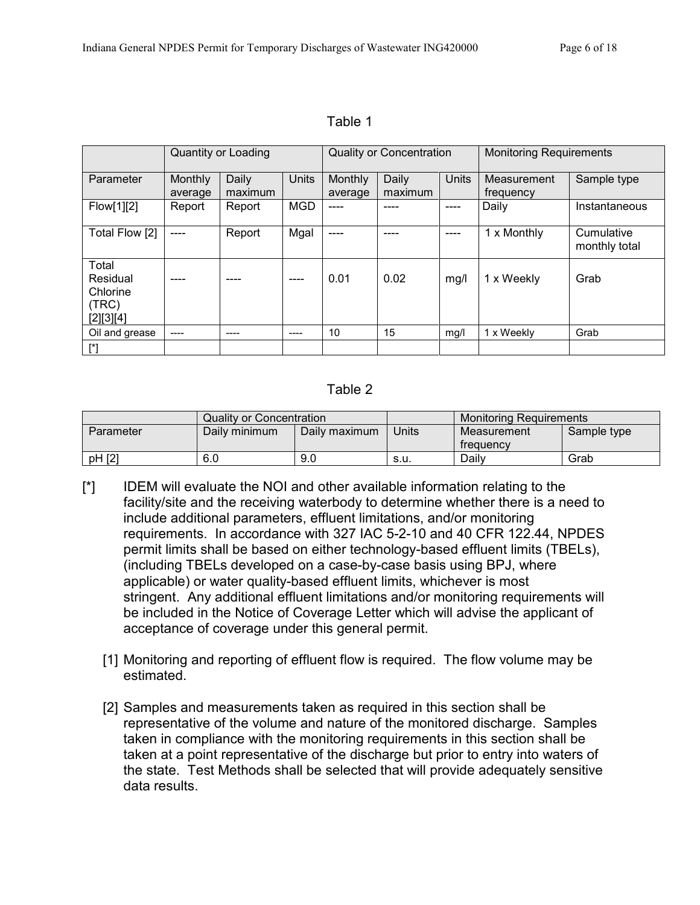Table 1

| | Quantity or Loading | | | Quality or Concentration | | | Monitoring Requirements | |
|---|---|---|---|---|---|---|---|---|
| Parameter | Monthly average | Daily maximum | Units | Monthly average | Daily maximum | Units | Measurement frequency | Sample type |
| Flow[1][2] | Report | Report | MGD | ---- | ---- | ---- | Daily | Instantaneous |
| Total Flow [2] | ---- | Report | Mgal | ---- | ---- | ---- | 1 x Monthly | Cumulative monthly total |
| Total Residual Chlorine (TRC) [2][3][4] | ---- | ---- | ---- | 0.01 | 0.02 | mg/l | 1 x Weekly | Grab |
| Oil and grease | ---- | ---- | ---- | 10 | 15 | mg/l | 1 x Weekly | Grab |
| [*] | | | | | | | | |

Table 2

| | Quality or Concentration | | | Monitoring Requirements | |
|---|---|---|---|---|---|
| Parameter | Daily minimum | Daily maximum | Units | Measurement frequency | Sample type |
| pH [2] | 6.0 | 9.0 | s.u. | Daily | Grab |

[*] IDEM will evaluate the NOI and other available information relating to the facility/site and the receiving waterbody to determine whether there is a need to include additional parameters, effluent limitations, and/or monitoring requirements. In accordance with 327 IAC 5-2-10 and 40 CFR 122.44, NPDES permit limits shall be based on either technology-based effluent limits (TBELs), (including TBELs developed on a case-by-case basis using BPJ, where applicable) or water quality-based effluent limits, whichever is most stringent. Any additional effluent limitations and/or monitoring requirements will be included in the Notice of Coverage Letter which will advise the applicant of acceptance of coverage under this general permit.

[1] Monitoring and reporting of effluent flow is required. The flow volume may be estimated.

[2] Samples and measurements taken as required in this section shall be representative of the volume and nature of the monitored discharge. Samples taken in compliance with the monitoring requirements in this section shall be taken at a point representative of the discharge but prior to entry into waters of the state. Test Methods shall be selected that will provide adequately sensitive data results.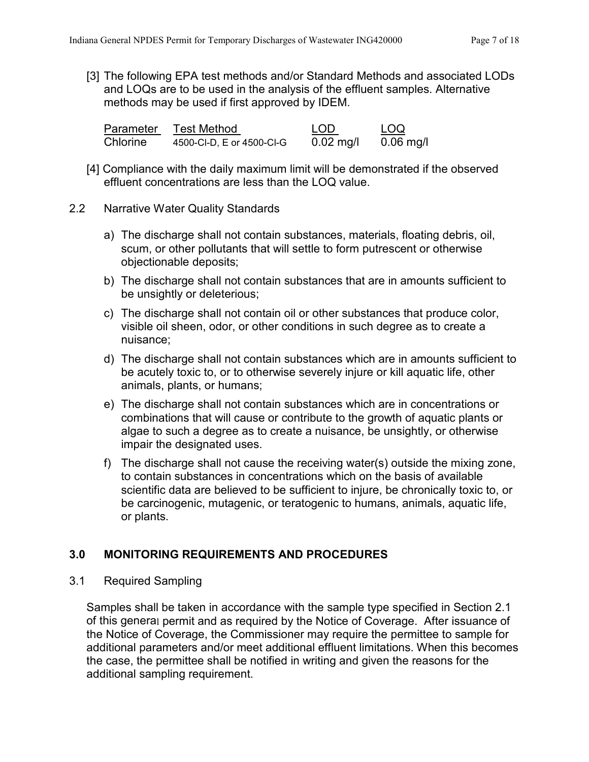[3] The following EPA test methods and/or Standard Methods and associated LODs and LOQs are to be used in the analysis of the effluent samples. Alternative methods may be used if first approved by IDEM.

| Parameter | Test Method | LOD | LOQ |
|---|---|---|---|
| Chlorine | 4500-Cl-D, E or 4500-Cl-G | 0.02 mg/l | 0.06 mg/l |

[4] Compliance with the daily maximum limit will be demonstrated if the observed effluent concentrations are less than the LOQ value.

2.2 Narrative Water Quality Standards

a) The discharge shall not contain substances, materials, floating debris, oil, scum, or other pollutants that will settle to form putrescent or otherwise objectionable deposits;

b) The discharge shall not contain substances that are in amounts sufficient to be unsightly or deleterious;

c) The discharge shall not contain oil or other substances that produce color, visible oil sheen, odor, or other conditions in such degree as to create a nuisance;

d) The discharge shall not contain substances which are in amounts sufficient to be acutely toxic to, or to otherwise severely injure or kill aquatic life, other animals, plants, or humans;

e) The discharge shall not contain substances which are in concentrations or combinations that will cause or contribute to the growth of aquatic plants or algae to such a degree as to create a nuisance, be unsightly, or otherwise impair the designated uses.

f) The discharge shall not cause the receiving water(s) outside the mixing zone, to contain substances in concentrations which on the basis of available scientific data are believed to be sufficient to injure, be chronically toxic to, or be carcinogenic, mutagenic, or teratogenic to humans, animals, aquatic life, or plants.

## 3.0 MONITORING REQUIREMENTS AND PROCEDURES

3.1 Required Sampling

Samples shall be taken in accordance with the sample type specified in Section 2.1 of this general permit and as required by the Notice of Coverage. After issuance of the Notice of Coverage, the Commissioner may require the permittee to sample for additional parameters and/or meet additional effluent limitations. When this becomes the case, the permittee shall be notified in writing and given the reasons for the additional sampling requirement.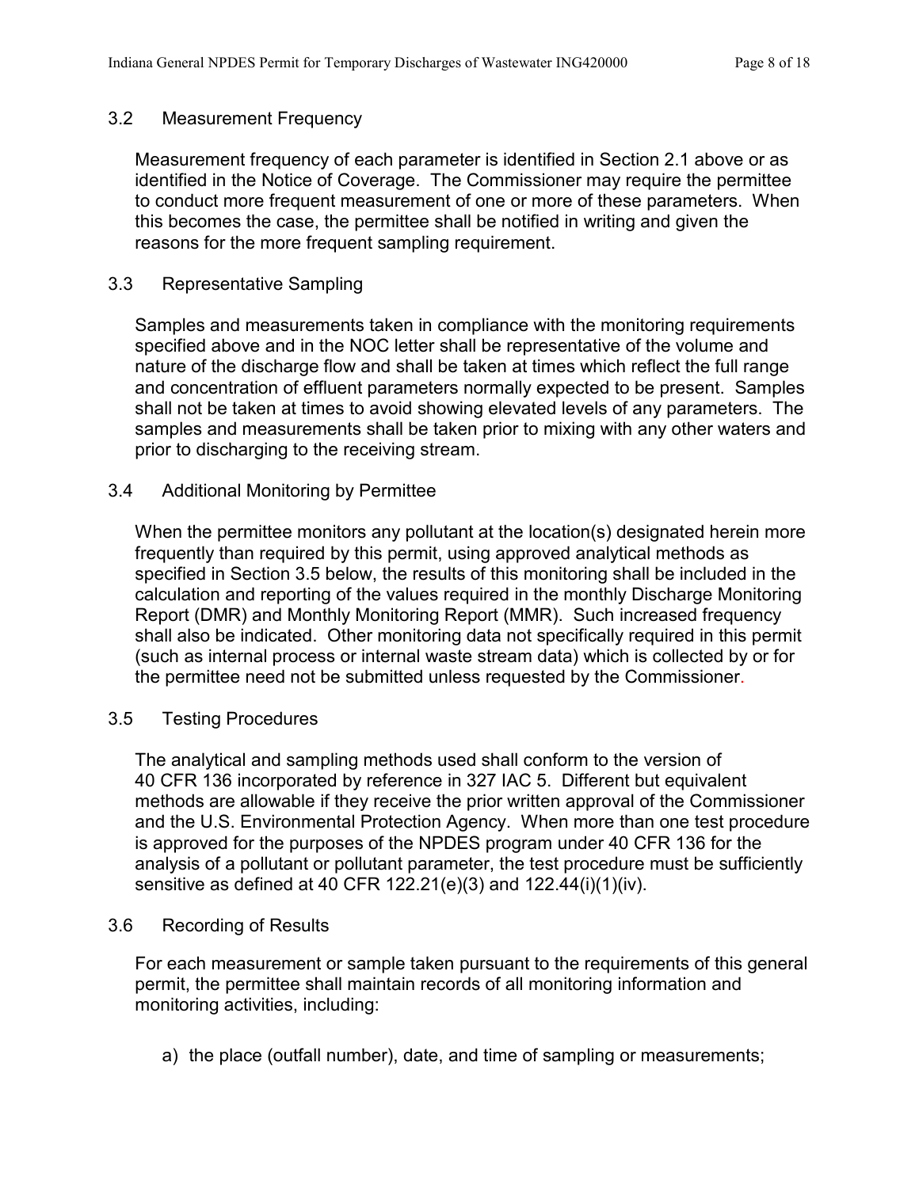### 3.2 Measurement Frequency

Measurement frequency of each parameter is identified in Section 2.1 above or as identified in the Notice of Coverage. The Commissioner may require the permittee to conduct more frequent measurement of one or more of these parameters. When this becomes the case, the permittee shall be notified in writing and given the reasons for the more frequent sampling requirement.

### 3.3 Representative Sampling

Samples and measurements taken in compliance with the monitoring requirements specified above and in the NOC letter shall be representative of the volume and nature of the discharge flow and shall be taken at times which reflect the full range and concentration of effluent parameters normally expected to be present. Samples shall not be taken at times to avoid showing elevated levels of any parameters. The samples and measurements shall be taken prior to mixing with any other waters and prior to discharging to the receiving stream.

### 3.4 Additional Monitoring by Permittee

When the permittee monitors any pollutant at the location(s) designated herein more frequently than required by this permit, using approved analytical methods as specified in Section 3.5 below, the results of this monitoring shall be included in the calculation and reporting of the values required in the monthly Discharge Monitoring Report (DMR) and Monthly Monitoring Report (MMR). Such increased frequency shall also be indicated. Other monitoring data not specifically required in this permit (such as internal process or internal waste stream data) which is collected by or for the permittee need not be submitted unless requested by the Commissioner.

### 3.5 Testing Procedures

The analytical and sampling methods used shall conform to the version of 40 CFR 136 incorporated by reference in 327 IAC 5. Different but equivalent methods are allowable if they receive the prior written approval of the Commissioner and the U.S. Environmental Protection Agency. When more than one test procedure is approved for the purposes of the NPDES program under 40 CFR 136 for the analysis of a pollutant or pollutant parameter, the test procedure must be sufficiently sensitive as defined at 40 CFR 122.21(e)(3) and 122.44(i)(1)(iv).

### 3.6 Recording of Results

For each measurement or sample taken pursuant to the requirements of this general permit, the permittee shall maintain records of all monitoring information and monitoring activities, including:

a) the place (outfall number), date, and time of sampling or measurements;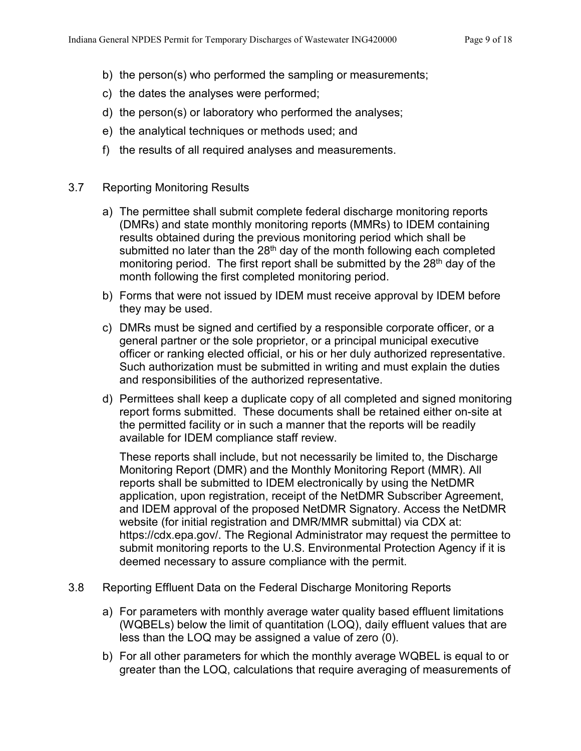b) the person(s) who performed the sampling or measurements;

c) the dates the analyses were performed;

d) the person(s) or laboratory who performed the analyses;

e) the analytical techniques or methods used; and

f) the results of all required analyses and measurements.

3.7 Reporting Monitoring Results

a) The permittee shall submit complete federal discharge monitoring reports (DMRs) and state monthly monitoring reports (MMRs) to IDEM containing results obtained during the previous monitoring period which shall be submitted no later than the 28th day of the month following each completed monitoring period. The first report shall be submitted by the 28th day of the month following the first completed monitoring period.

b) Forms that were not issued by IDEM must receive approval by IDEM before they may be used.

c) DMRs must be signed and certified by a responsible corporate officer, or a general partner or the sole proprietor, or a principal municipal executive officer or ranking elected official, or his or her duly authorized representative. Such authorization must be submitted in writing and must explain the duties and responsibilities of the authorized representative.

d) Permittees shall keep a duplicate copy of all completed and signed monitoring report forms submitted. These documents shall be retained either on-site at the permitted facility or in such a manner that the reports will be readily available for IDEM compliance staff review.

   These reports shall include, but not necessarily be limited to, the Discharge Monitoring Report (DMR) and the Monthly Monitoring Report (MMR). All reports shall be submitted to IDEM electronically by using the NetDMR application, upon registration, receipt of the NetDMR Subscriber Agreement, and IDEM approval of the proposed NetDMR Signatory. Access the NetDMR website (for initial registration and DMR/MMR submittal) via CDX at: https://cdx.epa.gov/. The Regional Administrator may request the permittee to submit monitoring reports to the U.S. Environmental Protection Agency if it is deemed necessary to assure compliance with the permit.

3.8 Reporting Effluent Data on the Federal Discharge Monitoring Reports

a) For parameters with monthly average water quality based effluent limitations (WQBELs) below the limit of quantitation (LOQ), daily effluent values that are less than the LOQ may be assigned a value of zero (0).

b) For all other parameters for which the monthly average WQBEL is equal to or greater than the LOQ, calculations that require averaging of measurements of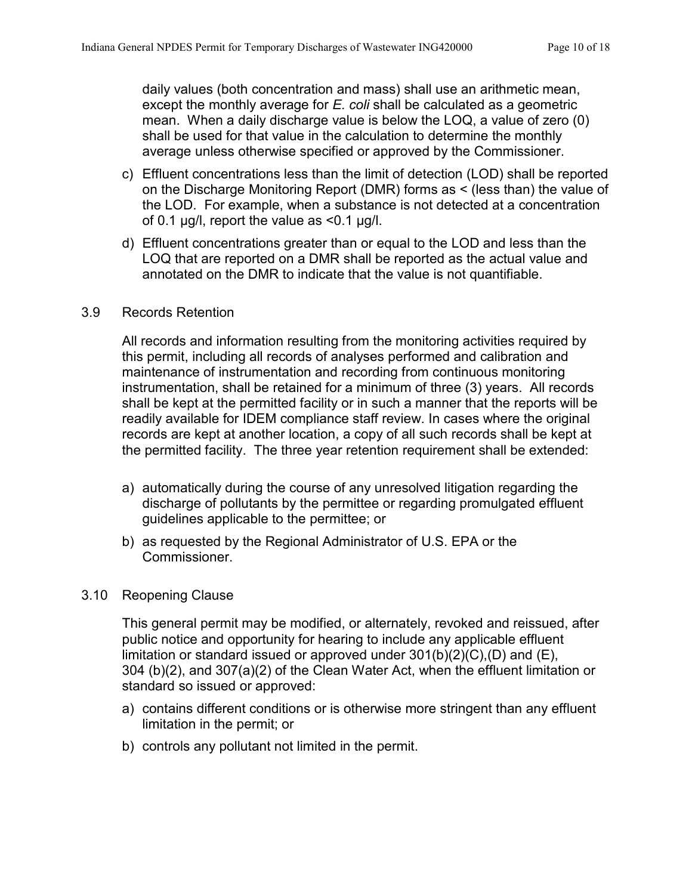daily values (both concentration and mass) shall use an arithmetic mean, except the monthly average for *E. coli* shall be calculated as a geometric mean. When a daily discharge value is below the LOQ, a value of zero (0) shall be used for that value in the calculation to determine the monthly average unless otherwise specified or approved by the Commissioner.

c) Effluent concentrations less than the limit of detection (LOD) shall be reported on the Discharge Monitoring Report (DMR) forms as < (less than) the value of the LOD. For example, when a substance is not detected at a concentration of 0.1 µg/l, report the value as <0.1 µg/l.

d) Effluent concentrations greater than or equal to the LOD and less than the LOQ that are reported on a DMR shall be reported as the actual value and annotated on the DMR to indicate that the value is not quantifiable.

### 3.9 Records Retention

All records and information resulting from the monitoring activities required by this permit, including all records of analyses performed and calibration and maintenance of instrumentation and recording from continuous monitoring instrumentation, shall be retained for a minimum of three (3) years. All records shall be kept at the permitted facility or in such a manner that the reports will be readily available for IDEM compliance staff review. In cases where the original records are kept at another location, a copy of all such records shall be kept at the permitted facility. The three year retention requirement shall be extended:

a) automatically during the course of any unresolved litigation regarding the discharge of pollutants by the permittee or regarding promulgated effluent guidelines applicable to the permittee; or

b) as requested by the Regional Administrator of U.S. EPA or the Commissioner.

### 3.10 Reopening Clause

This general permit may be modified, or alternately, revoked and reissued, after public notice and opportunity for hearing to include any applicable effluent limitation or standard issued or approved under 301(b)(2)(C),(D) and (E), 304 (b)(2), and 307(a)(2) of the Clean Water Act, when the effluent limitation or standard so issued or approved:

a) contains different conditions or is otherwise more stringent than any effluent limitation in the permit; or

b) controls any pollutant not limited in the permit.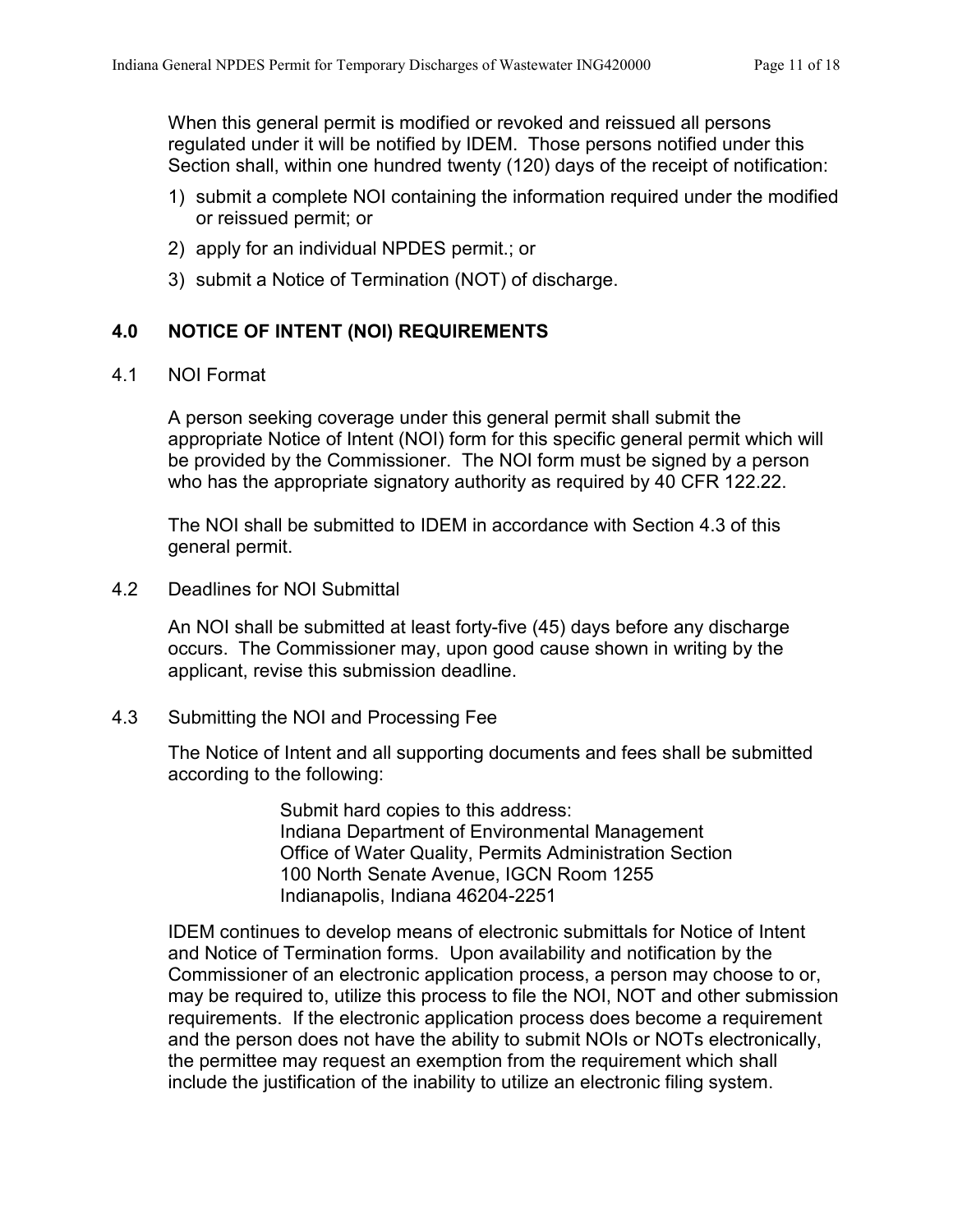When this general permit is modified or revoked and reissued all persons regulated under it will be notified by IDEM. Those persons notified under this Section shall, within one hundred twenty (120) days of the receipt of notification:

1) submit a complete NOI containing the information required under the modified or reissued permit; or
2) apply for an individual NPDES permit.; or
3) submit a Notice of Termination (NOT) of discharge.

## 4.0 NOTICE OF INTENT (NOI) REQUIREMENTS

### 4.1 NOI Format

A person seeking coverage under this general permit shall submit the appropriate Notice of Intent (NOI) form for this specific general permit which will be provided by the Commissioner. The NOI form must be signed by a person who has the appropriate signatory authority as required by 40 CFR 122.22.

The NOI shall be submitted to IDEM in accordance with Section 4.3 of this general permit.

### 4.2 Deadlines for NOI Submittal

An NOI shall be submitted at least forty-five (45) days before any discharge occurs. The Commissioner may, upon good cause shown in writing by the applicant, revise this submission deadline.

### 4.3 Submitting the NOI and Processing Fee

The Notice of Intent and all supporting documents and fees shall be submitted according to the following:

> Submit hard copies to this address:
> Indiana Department of Environmental Management
> Office of Water Quality, Permits Administration Section
> 100 North Senate Avenue, IGCN Room 1255
> Indianapolis, Indiana 46204-2251

IDEM continues to develop means of electronic submittals for Notice of Intent and Notice of Termination forms. Upon availability and notification by the Commissioner of an electronic application process, a person may choose to or, may be required to, utilize this process to file the NOI, NOT and other submission requirements. If the electronic application process does become a requirement and the person does not have the ability to submit NOIs or NOTs electronically, the permittee may request an exemption from the requirement which shall include the justification of the inability to utilize an electronic filing system.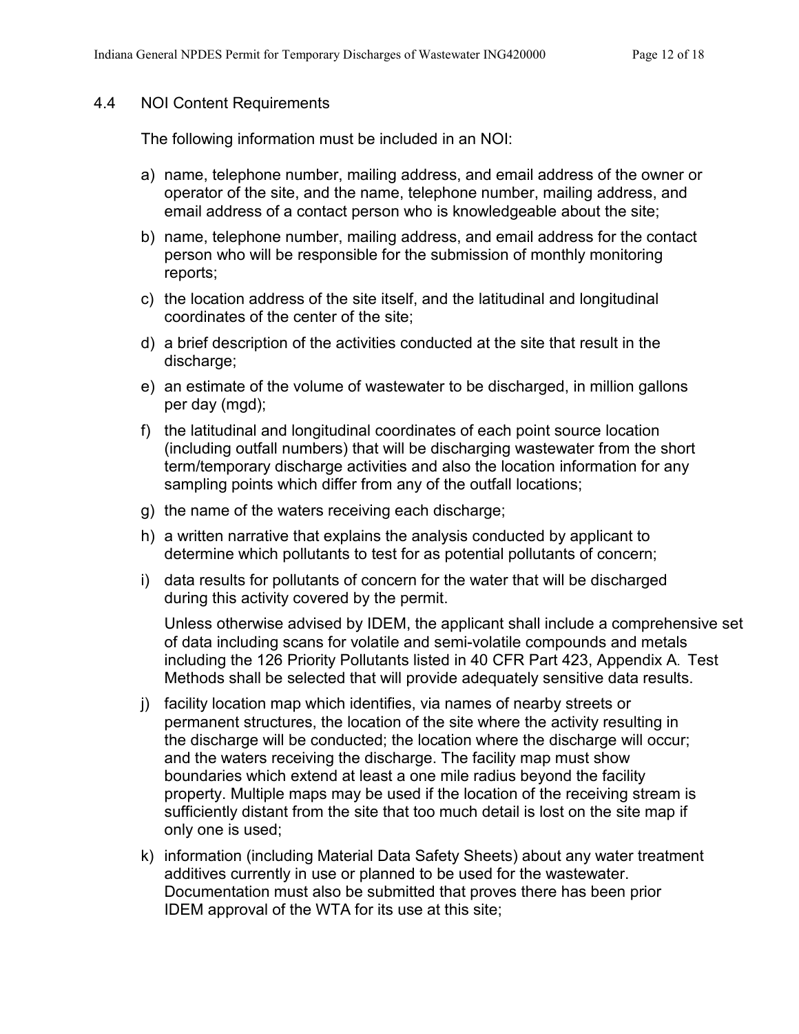### 4.4 NOI Content Requirements

The following information must be included in an NOI:

a) name, telephone number, mailing address, and email address of the owner or operator of the site, and the name, telephone number, mailing address, and email address of a contact person who is knowledgeable about the site;

b) name, telephone number, mailing address, and email address for the contact person who will be responsible for the submission of monthly monitoring reports;

c) the location address of the site itself, and the latitudinal and longitudinal coordinates of the center of the site;

d) a brief description of the activities conducted at the site that result in the discharge;

e) an estimate of the volume of wastewater to be discharged, in million gallons per day (mgd);

f) the latitudinal and longitudinal coordinates of each point source location (including outfall numbers) that will be discharging wastewater from the short term/temporary discharge activities and also the location information for any sampling points which differ from any of the outfall locations;

g) the name of the waters receiving each discharge;

h) a written narrative that explains the analysis conducted by applicant to determine which pollutants to test for as potential pollutants of concern;

i) data results for pollutants of concern for the water that will be discharged during this activity covered by the permit.

   Unless otherwise advised by IDEM, the applicant shall include a comprehensive set of data including scans for volatile and semi-volatile compounds and metals including the 126 Priority Pollutants listed in 40 CFR Part 423, Appendix A. Test Methods shall be selected that will provide adequately sensitive data results.

j) facility location map which identifies, via names of nearby streets or permanent structures, the location of the site where the activity resulting in the discharge will be conducted; the location where the discharge will occur; and the waters receiving the discharge. The facility map must show boundaries which extend at least a one mile radius beyond the facility property. Multiple maps may be used if the location of the receiving stream is sufficiently distant from the site that too much detail is lost on the site map if only one is used;

k) information (including Material Data Safety Sheets) about any water treatment additives currently in use or planned to be used for the wastewater. Documentation must also be submitted that proves there has been prior IDEM approval of the WTA for its use at this site;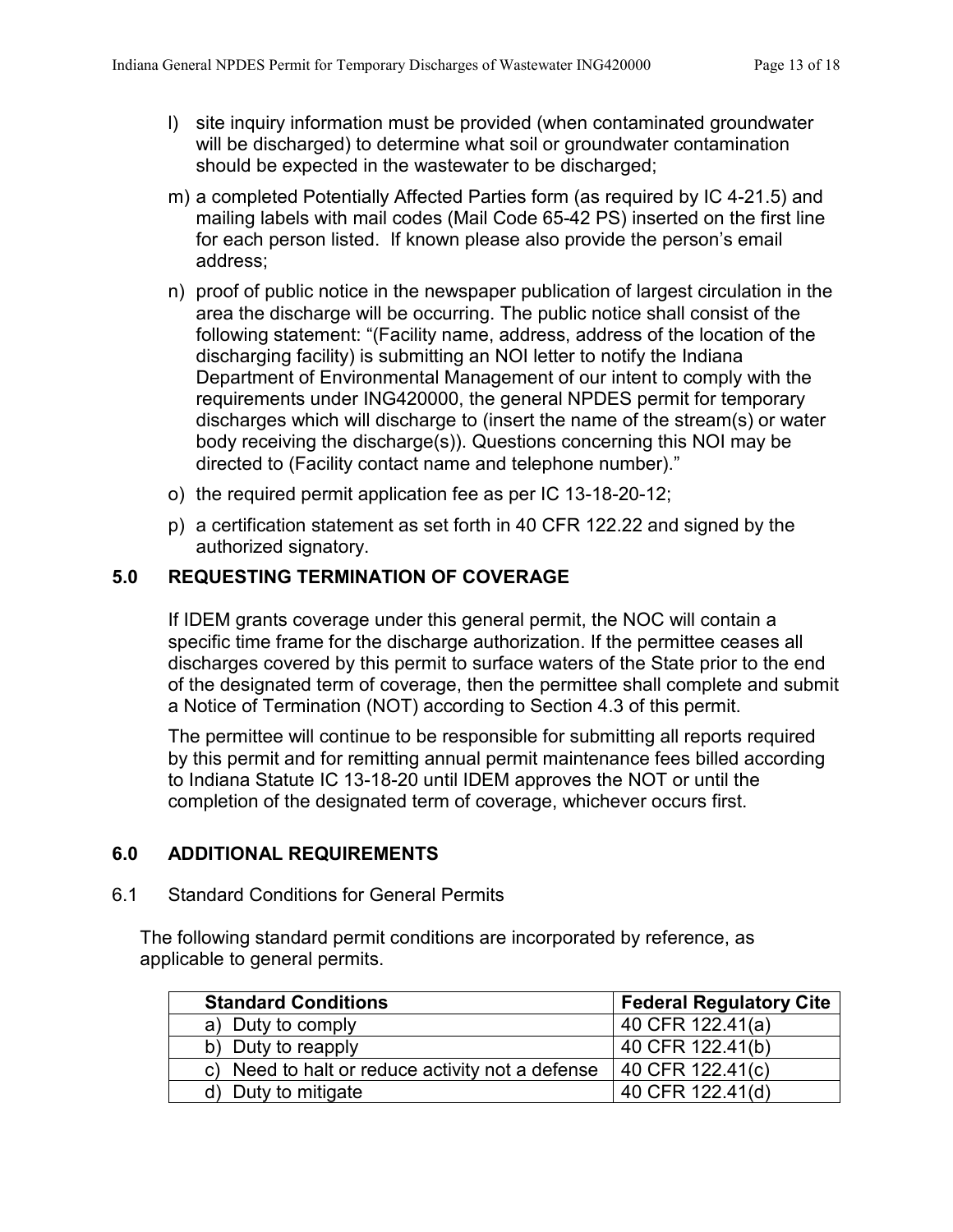l) site inquiry information must be provided (when contaminated groundwater will be discharged) to determine what soil or groundwater contamination should be expected in the wastewater to be discharged;

m) a completed Potentially Affected Parties form (as required by IC 4-21.5) and mailing labels with mail codes (Mail Code 65-42 PS) inserted on the first line for each person listed. If known please also provide the person's email address;

n) proof of public notice in the newspaper publication of largest circulation in the area the discharge will be occurring. The public notice shall consist of the following statement: "(Facility name, address, address of the location of the discharging facility) is submitting an NOI letter to notify the Indiana Department of Environmental Management of our intent to comply with the requirements under ING420000, the general NPDES permit for temporary discharges which will discharge to (insert the name of the stream(s) or water body receiving the discharge(s)). Questions concerning this NOI may be directed to (Facility contact name and telephone number)."

o) the required permit application fee as per IC 13-18-20-12;

p) a certification statement as set forth in 40 CFR 122.22 and signed by the authorized signatory.

## 5.0 REQUESTING TERMINATION OF COVERAGE

If IDEM grants coverage under this general permit, the NOC will contain a specific time frame for the discharge authorization. If the permittee ceases all discharges covered by this permit to surface waters of the State prior to the end of the designated term of coverage, then the permittee shall complete and submit a Notice of Termination (NOT) according to Section 4.3 of this permit.

The permittee will continue to be responsible for submitting all reports required by this permit and for remitting annual permit maintenance fees billed according to Indiana Statute IC 13-18-20 until IDEM approves the NOT or until the completion of the designated term of coverage, whichever occurs first.

## 6.0 ADDITIONAL REQUIREMENTS

### 6.1 Standard Conditions for General Permits

The following standard permit conditions are incorporated by reference, as applicable to general permits.

| Standard Conditions | Federal Regulatory Cite |
|---|---|
| a) Duty to comply | 40 CFR 122.41(a) |
| b) Duty to reapply | 40 CFR 122.41(b) |
| c) Need to halt or reduce activity not a defense | 40 CFR 122.41(c) |
| d) Duty to mitigate | 40 CFR 122.41(d) |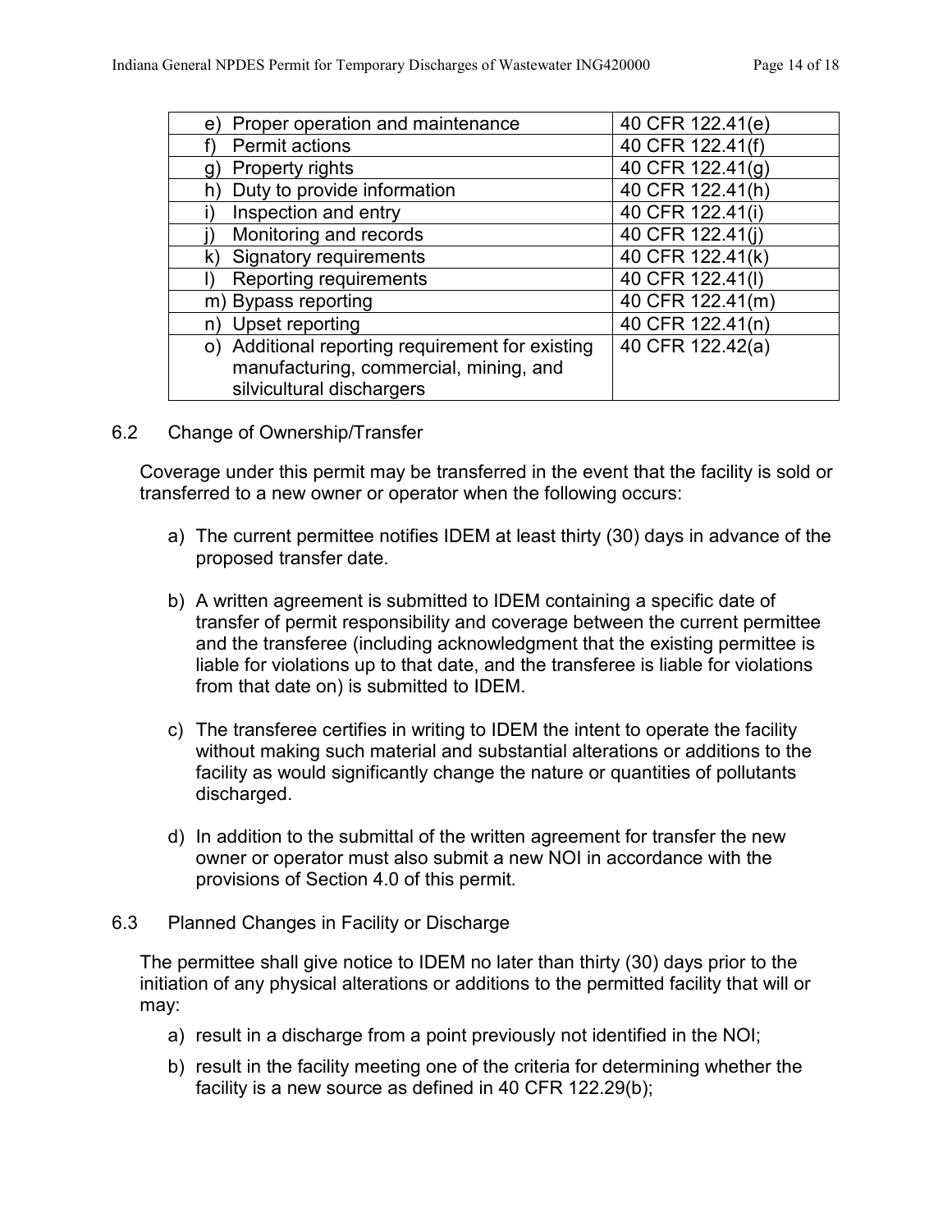| | |
|---|---|
| e) Proper operation and maintenance | 40 CFR 122.41(e) |
| f) Permit actions | 40 CFR 122.41(f) |
| g) Property rights | 40 CFR 122.41(g) |
| h) Duty to provide information | 40 CFR 122.41(h) |
| i) Inspection and entry | 40 CFR 122.41(i) |
| j) Monitoring and records | 40 CFR 122.41(j) |
| k) Signatory requirements | 40 CFR 122.41(k) |
| l) Reporting requirements | 40 CFR 122.41(l) |
| m) Bypass reporting | 40 CFR 122.41(m) |
| n) Upset reporting | 40 CFR 122.41(n) |
| o) Additional reporting requirement for existing manufacturing, commercial, mining, and silvicultural dischargers | 40 CFR 122.42(a) |

## 6.2 Change of Ownership/Transfer

Coverage under this permit may be transferred in the event that the facility is sold or transferred to a new owner or operator when the following occurs:

a) The current permittee notifies IDEM at least thirty (30) days in advance of the proposed transfer date.

b) A written agreement is submitted to IDEM containing a specific date of transfer of permit responsibility and coverage between the current permittee and the transferee (including acknowledgment that the existing permittee is liable for violations up to that date, and the transferee is liable for violations from that date on) is submitted to IDEM.

c) The transferee certifies in writing to IDEM the intent to operate the facility without making such material and substantial alterations or additions to the facility as would significantly change the nature or quantities of pollutants discharged.

d) In addition to the submittal of the written agreement for transfer the new owner or operator must also submit a new NOI in accordance with the provisions of Section 4.0 of this permit.

## 6.3 Planned Changes in Facility or Discharge

The permittee shall give notice to IDEM no later than thirty (30) days prior to the initiation of any physical alterations or additions to the permitted facility that will or may:

a) result in a discharge from a point previously not identified in the NOI;

b) result in the facility meeting one of the criteria for determining whether the facility is a new source as defined in 40 CFR 122.29(b);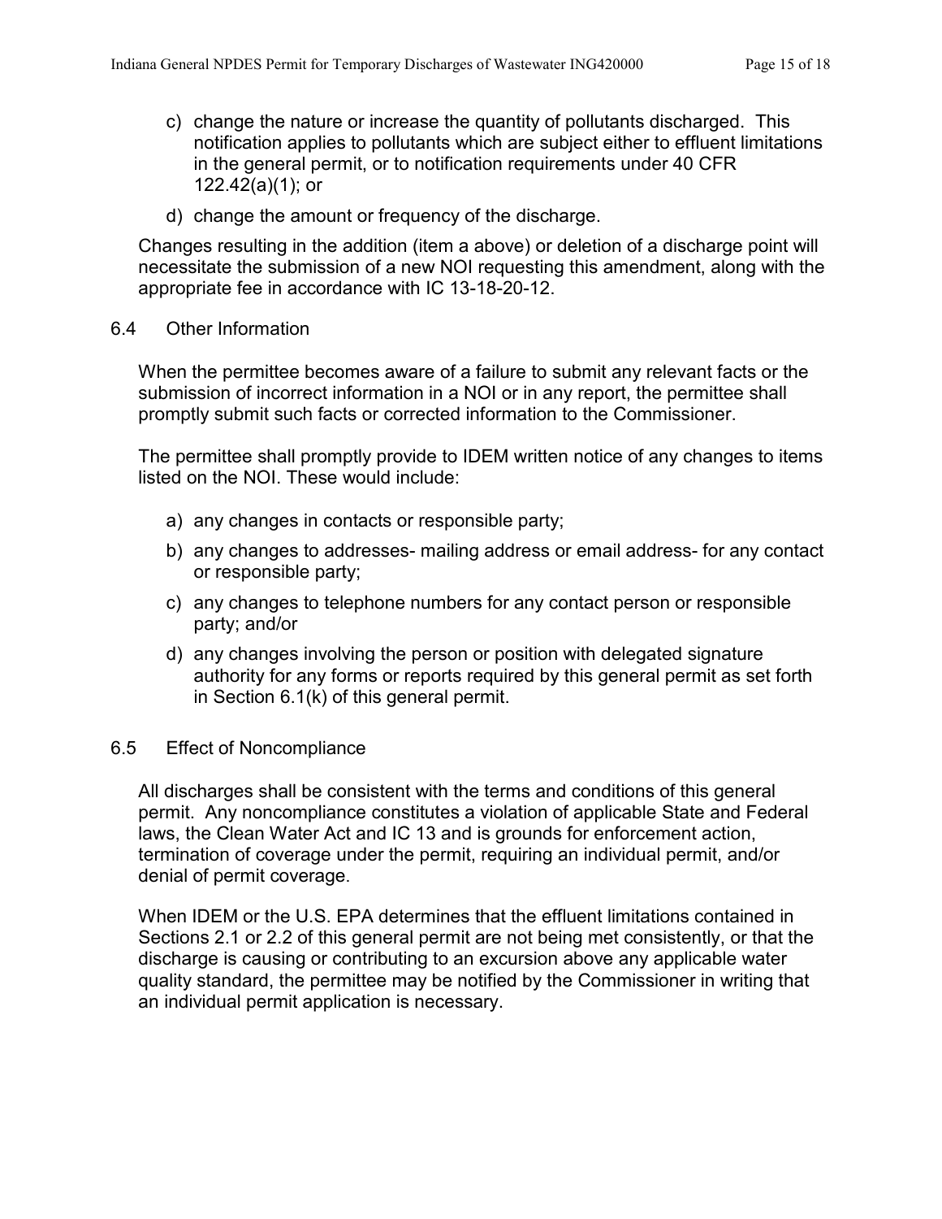c) change the nature or increase the quantity of pollutants discharged. This notification applies to pollutants which are subject either to effluent limitations in the general permit, or to notification requirements under 40 CFR 122.42(a)(1); or

d) change the amount or frequency of the discharge.

Changes resulting in the addition (item a above) or deletion of a discharge point will necessitate the submission of a new NOI requesting this amendment, along with the appropriate fee in accordance with IC 13-18-20-12.

## 6.4 Other Information

When the permittee becomes aware of a failure to submit any relevant facts or the submission of incorrect information in a NOI or in any report, the permittee shall promptly submit such facts or corrected information to the Commissioner.

The permittee shall promptly provide to IDEM written notice of any changes to items listed on the NOI. These would include:

a) any changes in contacts or responsible party;

b) any changes to addresses- mailing address or email address- for any contact or responsible party;

c) any changes to telephone numbers for any contact person or responsible party; and/or

d) any changes involving the person or position with delegated signature authority for any forms or reports required by this general permit as set forth in Section 6.1(k) of this general permit.

## 6.5 Effect of Noncompliance

All discharges shall be consistent with the terms and conditions of this general permit. Any noncompliance constitutes a violation of applicable State and Federal laws, the Clean Water Act and IC 13 and is grounds for enforcement action, termination of coverage under the permit, requiring an individual permit, and/or denial of permit coverage.

When IDEM or the U.S. EPA determines that the effluent limitations contained in Sections 2.1 or 2.2 of this general permit are not being met consistently, or that the discharge is causing or contributing to an excursion above any applicable water quality standard, the permittee may be notified by the Commissioner in writing that an individual permit application is necessary.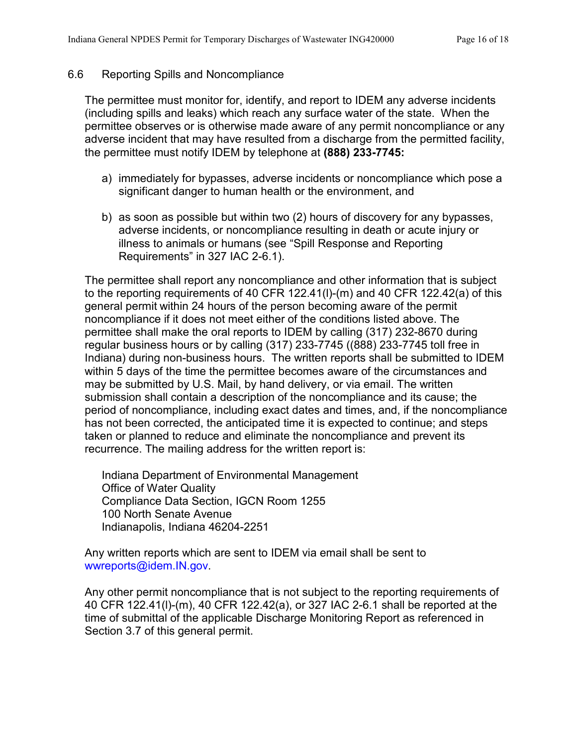### 6.6 Reporting Spills and Noncompliance

The permittee must monitor for, identify, and report to IDEM any adverse incidents (including spills and leaks) which reach any surface water of the state. When the permittee observes or is otherwise made aware of any permit noncompliance or any adverse incident that may have resulted from a discharge from the permitted facility, the permittee must notify IDEM by telephone at **(888) 233-7745:**

a) immediately for bypasses, adverse incidents or noncompliance which pose a significant danger to human health or the environment, and

b) as soon as possible but within two (2) hours of discovery for any bypasses, adverse incidents, or noncompliance resulting in death or acute injury or illness to animals or humans (see "Spill Response and Reporting Requirements" in 327 IAC 2-6.1).

The permittee shall report any noncompliance and other information that is subject to the reporting requirements of 40 CFR 122.41(l)-(m) and 40 CFR 122.42(a) of this general permit within 24 hours of the person becoming aware of the permit noncompliance if it does not meet either of the conditions listed above. The permittee shall make the oral reports to IDEM by calling (317) 232-8670 during regular business hours or by calling (317) 233-7745 ((888) 233-7745 toll free in Indiana) during non-business hours. The written reports shall be submitted to IDEM within 5 days of the time the permittee becomes aware of the circumstances and may be submitted by U.S. Mail, by hand delivery, or via email. The written submission shall contain a description of the noncompliance and its cause; the period of noncompliance, including exact dates and times, and, if the noncompliance has not been corrected, the anticipated time it is expected to continue; and steps taken or planned to reduce and eliminate the noncompliance and prevent its recurrence. The mailing address for the written report is:

Indiana Department of Environmental Management
Office of Water Quality
Compliance Data Section, IGCN Room 1255
100 North Senate Avenue
Indianapolis, Indiana 46204-2251

Any written reports which are sent to IDEM via email shall be sent to wwreports@idem.IN.gov.

Any other permit noncompliance that is not subject to the reporting requirements of 40 CFR 122.41(l)-(m), 40 CFR 122.42(a), or 327 IAC 2-6.1 shall be reported at the time of submittal of the applicable Discharge Monitoring Report as referenced in Section 3.7 of this general permit.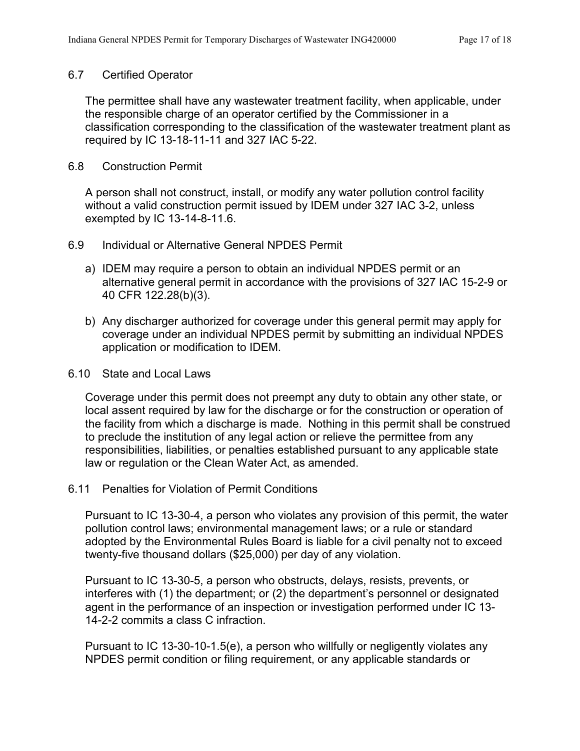### 6.7 Certified Operator

The permittee shall have any wastewater treatment facility, when applicable, under the responsible charge of an operator certified by the Commissioner in a classification corresponding to the classification of the wastewater treatment plant as required by IC 13-18-11-11 and 327 IAC 5-22.

### 6.8 Construction Permit

A person shall not construct, install, or modify any water pollution control facility without a valid construction permit issued by IDEM under 327 IAC 3-2, unless exempted by IC 13-14-8-11.6.

### 6.9 Individual or Alternative General NPDES Permit

a) IDEM may require a person to obtain an individual NPDES permit or an alternative general permit in accordance with the provisions of 327 IAC 15-2-9 or 40 CFR 122.28(b)(3).

b) Any discharger authorized for coverage under this general permit may apply for coverage under an individual NPDES permit by submitting an individual NPDES application or modification to IDEM.

### 6.10 State and Local Laws

Coverage under this permit does not preempt any duty to obtain any other state, or local assent required by law for the discharge or for the construction or operation of the facility from which a discharge is made. Nothing in this permit shall be construed to preclude the institution of any legal action or relieve the permittee from any responsibilities, liabilities, or penalties established pursuant to any applicable state law or regulation or the Clean Water Act, as amended.

### 6.11 Penalties for Violation of Permit Conditions

Pursuant to IC 13-30-4, a person who violates any provision of this permit, the water pollution control laws; environmental management laws; or a rule or standard adopted by the Environmental Rules Board is liable for a civil penalty not to exceed twenty-five thousand dollars ($25,000) per day of any violation.

Pursuant to IC 13-30-5, a person who obstructs, delays, resists, prevents, or interferes with (1) the department; or (2) the department's personnel or designated agent in the performance of an inspection or investigation performed under IC 13-14-2-2 commits a class C infraction.

Pursuant to IC 13-30-10-1.5(e), a person who willfully or negligently violates any NPDES permit condition or filing requirement, or any applicable standards or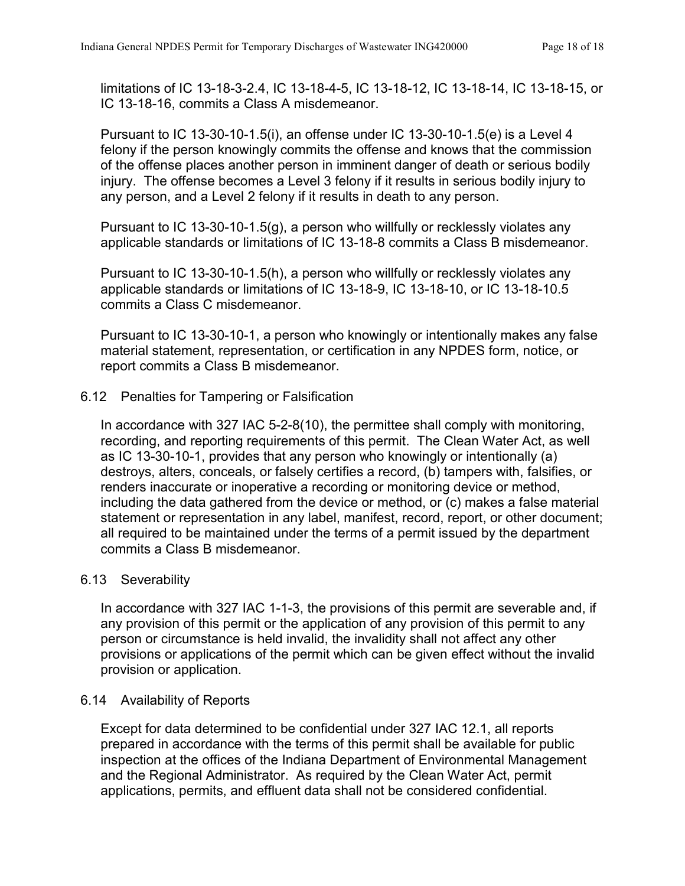limitations of IC 13-18-3-2.4, IC 13-18-4-5, IC 13-18-12, IC 13-18-14, IC 13-18-15, or IC 13-18-16, commits a Class A misdemeanor.

Pursuant to IC 13-30-10-1.5(i), an offense under IC 13-30-10-1.5(e) is a Level 4 felony if the person knowingly commits the offense and knows that the commission of the offense places another person in imminent danger of death or serious bodily injury. The offense becomes a Level 3 felony if it results in serious bodily injury to any person, and a Level 2 felony if it results in death to any person.

Pursuant to IC 13-30-10-1.5(g), a person who willfully or recklessly violates any applicable standards or limitations of IC 13-18-8 commits a Class B misdemeanor.

Pursuant to IC 13-30-10-1.5(h), a person who willfully or recklessly violates any applicable standards or limitations of IC 13-18-9, IC 13-18-10, or IC 13-18-10.5 commits a Class C misdemeanor.

Pursuant to IC 13-30-10-1, a person who knowingly or intentionally makes any false material statement, representation, or certification in any NPDES form, notice, or report commits a Class B misdemeanor.

### 6.12 Penalties for Tampering or Falsification

In accordance with 327 IAC 5-2-8(10), the permittee shall comply with monitoring, recording, and reporting requirements of this permit. The Clean Water Act, as well as IC 13-30-10-1, provides that any person who knowingly or intentionally (a) destroys, alters, conceals, or falsely certifies a record, (b) tampers with, falsifies, or renders inaccurate or inoperative a recording or monitoring device or method, including the data gathered from the device or method, or (c) makes a false material statement or representation in any label, manifest, record, report, or other document; all required to be maintained under the terms of a permit issued by the department commits a Class B misdemeanor.

### 6.13 Severability

In accordance with 327 IAC 1-1-3, the provisions of this permit are severable and, if any provision of this permit or the application of any provision of this permit to any person or circumstance is held invalid, the invalidity shall not affect any other provisions or applications of the permit which can be given effect without the invalid provision or application.

### 6.14 Availability of Reports

Except for data determined to be confidential under 327 IAC 12.1, all reports prepared in accordance with the terms of this permit shall be available for public inspection at the offices of the Indiana Department of Environmental Management and the Regional Administrator. As required by the Clean Water Act, permit applications, permits, and effluent data shall not be considered confidential.